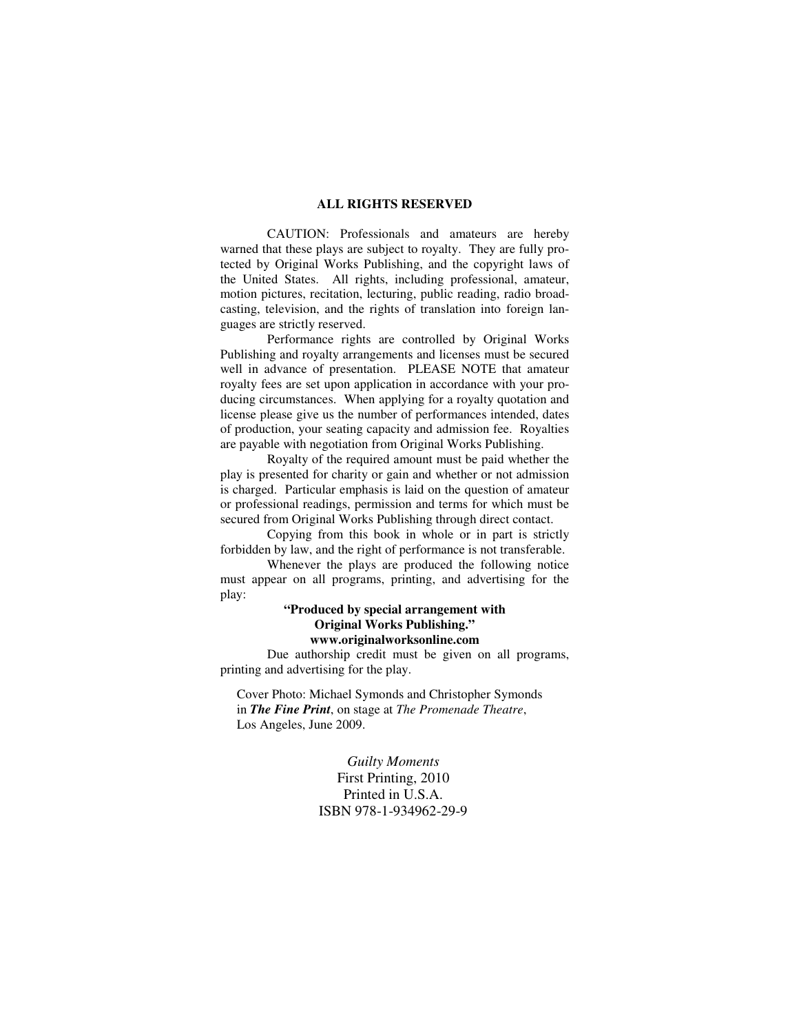## ALL RIGHTS RESERVED

CAUTION: Professionals and amateurs are hereby warned that these plays are subject to royalty. They are fully protected by Original Works Publishing, and the copyright laws of the United States. All rights, including professional, amateur, motion pictures, recitation, lecturing, public reading, radio broadcasting, television, and the rights of translation into foreign languages are strictly reserved.

Performance rights are controlled by Original Works Publishing and royalty arrangements and licenses must be secured well in advance of presentation. PLEASE NOTE that amateur royalty fees are set upon application in accordance with your producing circumstances. When applying for a royalty quotation and license please give us the number of performances intended, dates of production, your seating capacity and admission fee. Royalties are payable with negotiation from Original Works Publishing.

Royalty of the required amount must be paid whether the play is presented for charity or gain and whether or not admission is charged. Particular emphasis is laid on the question of amateur or professional readings, permission and terms for which must be secured from Original Works Publishing through direct contact.

Copying from this book in whole or in part is strictly forbidden by law, and the right of performance is not transferable.

Whenever the plays are produced the following notice must appear on all programs, printing, and advertising for the play:

**"Produced by special arrangement with Original Works Publishing."**
**www.originalworksonline.com**

Due authorship credit must be given on all programs, printing and advertising for the play.

Cover Photo: Michael Symonds and Christopher Symonds in ***The Fine Print***, on stage at *The Promenade Theatre*, Los Angeles, June 2009.

*Guilty Moments*
First Printing, 2010
Printed in U.S.A.
ISBN 978-1-934962-29-9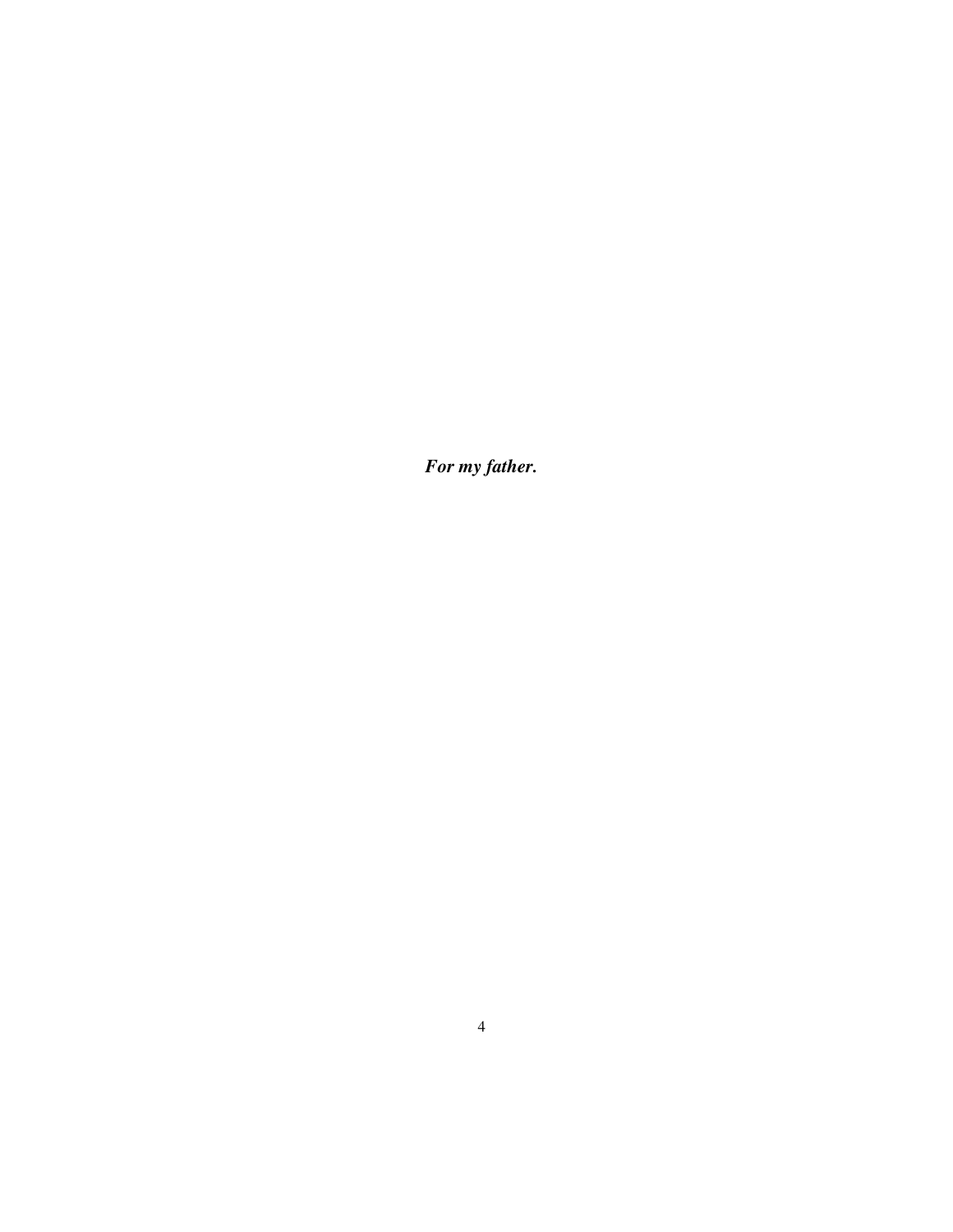***For my father.***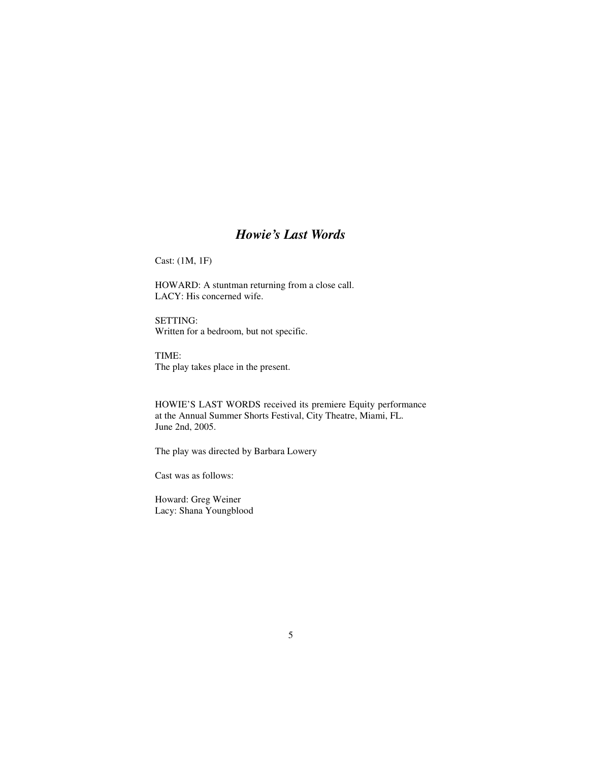# *Howie's Last Words*

Cast: (1M, 1F)

HOWARD: A stuntman returning from a close call.
LACY: His concerned wife.

SETTING:
Written for a bedroom, but not specific.

TIME:
The play takes place in the present.

HOWIE'S LAST WORDS received its premiere Equity performance at the Annual Summer Shorts Festival, City Theatre, Miami, FL. June 2nd, 2005.

The play was directed by Barbara Lowery

Cast was as follows:

Howard: Greg Weiner
Lacy: Shana Youngblood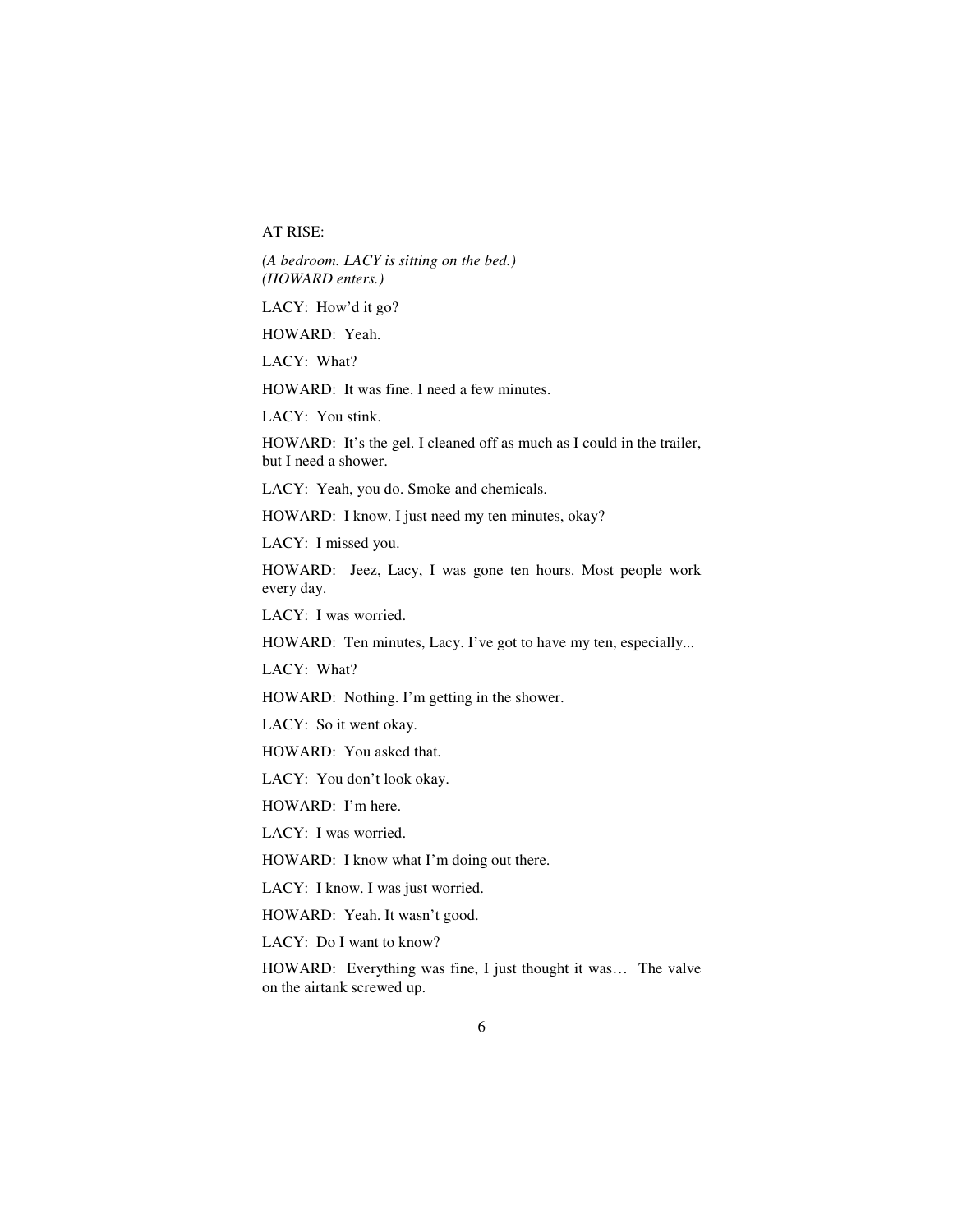AT RISE:

*(A bedroom. LACY is sitting on the bed.)*
*(HOWARD enters.)*

LACY: How'd it go?

HOWARD: Yeah.

LACY: What?

HOWARD: It was fine. I need a few minutes.

LACY: You stink.

HOWARD: It's the gel. I cleaned off as much as I could in the trailer, but I need a shower.

LACY: Yeah, you do. Smoke and chemicals.

HOWARD: I know. I just need my ten minutes, okay?

LACY: I missed you.

HOWARD: Jeez, Lacy, I was gone ten hours. Most people work every day.

LACY: I was worried.

HOWARD: Ten minutes, Lacy. I've got to have my ten, especially...

LACY: What?

HOWARD: Nothing. I'm getting in the shower.

LACY: So it went okay.

HOWARD: You asked that.

LACY: You don't look okay.

HOWARD: I'm here.

LACY: I was worried.

HOWARD: I know what I'm doing out there.

LACY: I know. I was just worried.

HOWARD: Yeah. It wasn't good.

LACY: Do I want to know?

HOWARD: Everything was fine, I just thought it was… The valve on the airtank screwed up.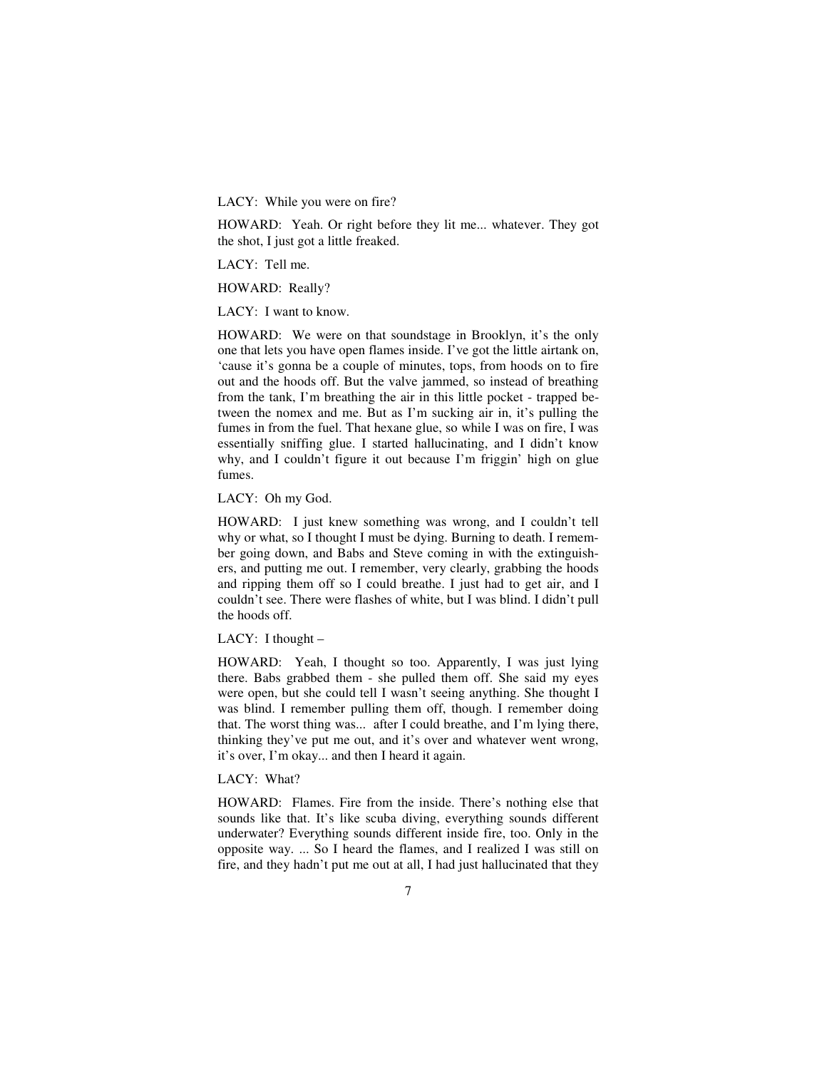LACY: While you were on fire?

HOWARD: Yeah. Or right before they lit me... whatever. They got the shot, I just got a little freaked.

LACY: Tell me.

HOWARD: Really?

LACY: I want to know.

HOWARD: We were on that soundstage in Brooklyn, it's the only one that lets you have open flames inside. I've got the little airtank on, 'cause it's gonna be a couple of minutes, tops, from hoods on to fire out and the hoods off. But the valve jammed, so instead of breathing from the tank, I'm breathing the air in this little pocket - trapped between the nomex and me. But as I'm sucking air in, it's pulling the fumes in from the fuel. That hexane glue, so while I was on fire, I was essentially sniffing glue. I started hallucinating, and I didn't know why, and I couldn't figure it out because I'm friggin' high on glue fumes.

LACY: Oh my God.

HOWARD: I just knew something was wrong, and I couldn't tell why or what, so I thought I must be dying. Burning to death. I remember going down, and Babs and Steve coming in with the extinguishers, and putting me out. I remember, very clearly, grabbing the hoods and ripping them off so I could breathe. I just had to get air, and I couldn't see. There were flashes of white, but I was blind. I didn't pull the hoods off.

LACY: I thought –

HOWARD: Yeah, I thought so too. Apparently, I was just lying there. Babs grabbed them - she pulled them off. She said my eyes were open, but she could tell I wasn't seeing anything. She thought I was blind. I remember pulling them off, though. I remember doing that. The worst thing was... after I could breathe, and I'm lying there, thinking they've put me out, and it's over and whatever went wrong, it's over, I'm okay... and then I heard it again.

LACY: What?

HOWARD: Flames. Fire from the inside. There's nothing else that sounds like that. It's like scuba diving, everything sounds different underwater? Everything sounds different inside fire, too. Only in the opposite way. ... So I heard the flames, and I realized I was still on fire, and they hadn't put me out at all, I had just hallucinated that they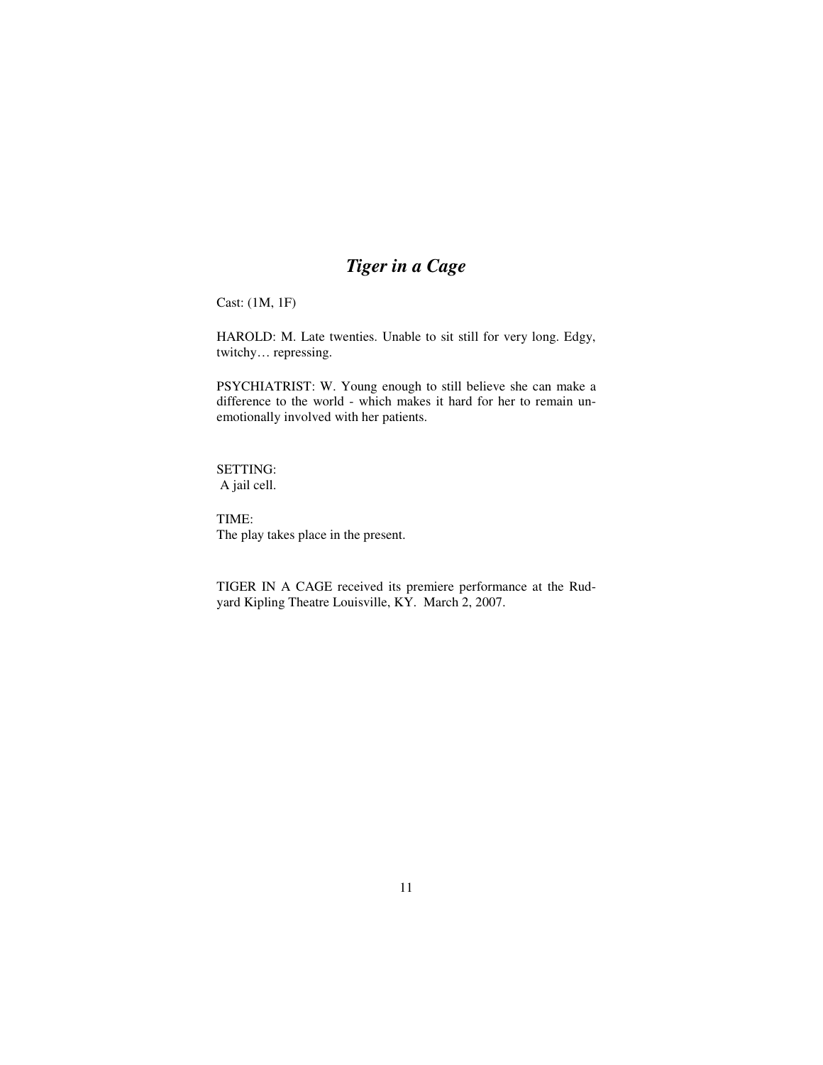## *Tiger in a Cage*

Cast: (1M, 1F)

HAROLD: M. Late twenties. Unable to sit still for very long. Edgy, twitchy… repressing.

PSYCHIATRIST: W. Young enough to still believe she can make a difference to the world - which makes it hard for her to remain unemotionally involved with her patients.

SETTING:
A jail cell.

TIME:
The play takes place in the present.

TIGER IN A CAGE received its premiere performance at the Rudyard Kipling Theatre Louisville, KY. March 2, 2007.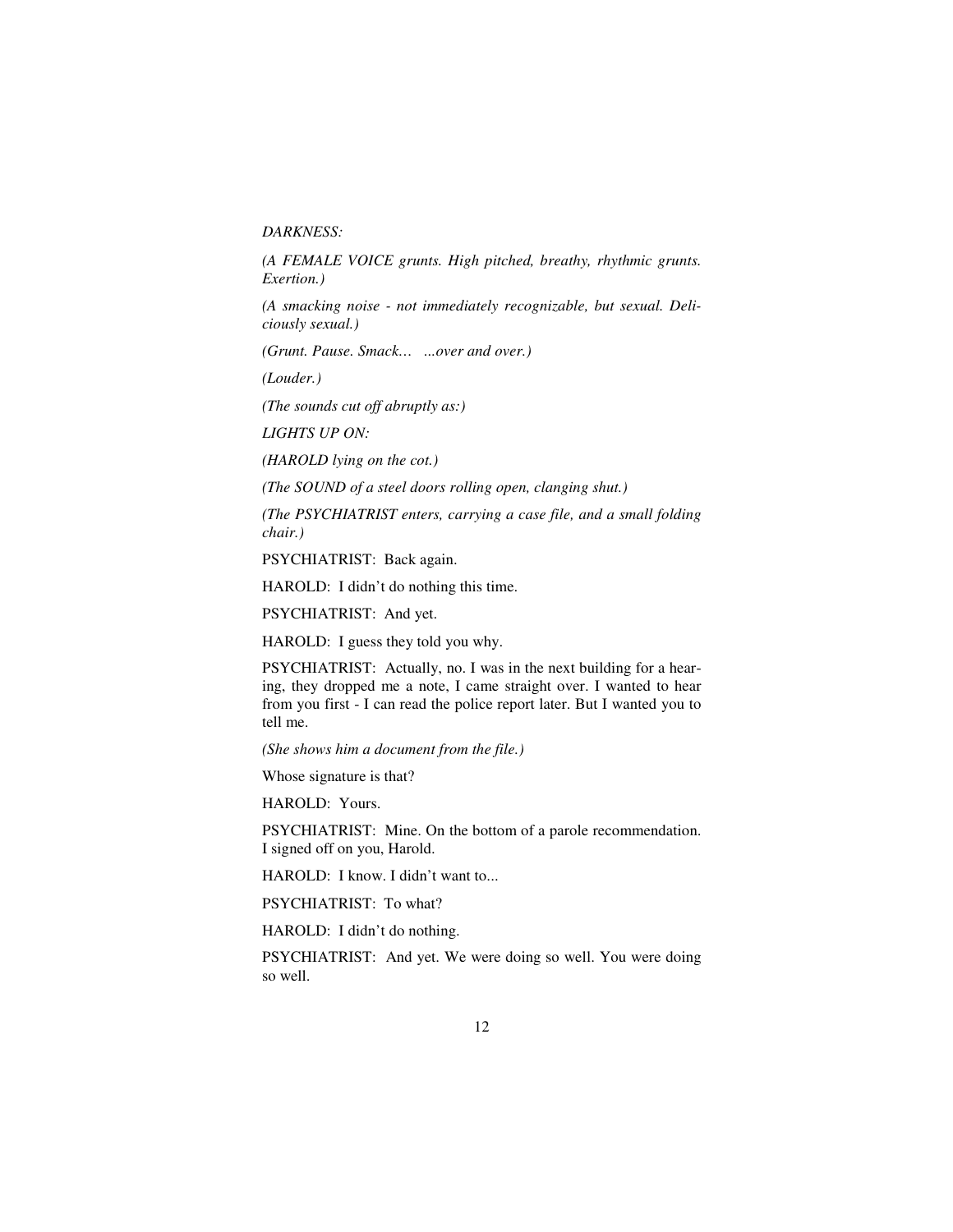*DARKNESS:*

*(A FEMALE VOICE grunts. High pitched, breathy, rhythmic grunts. Exertion.)*

*(A smacking noise - not immediately recognizable, but sexual. Deliciously sexual.)*

*(Grunt. Pause. Smack… ...over and over.)*

*(Louder.)*

*(The sounds cut off abruptly as:)*

*LIGHTS UP ON:*

*(HAROLD lying on the cot.)*

*(The SOUND of a steel doors rolling open, clanging shut.)*

*(The PSYCHIATRIST enters, carrying a case file, and a small folding chair.)*

PSYCHIATRIST: Back again.

HAROLD: I didn't do nothing this time.

PSYCHIATRIST: And yet.

HAROLD: I guess they told you why.

PSYCHIATRIST: Actually, no. I was in the next building for a hearing, they dropped me a note, I came straight over. I wanted to hear from you first - I can read the police report later. But I wanted you to tell me.

*(She shows him a document from the file.)*

Whose signature is that?

HAROLD: Yours.

PSYCHIATRIST: Mine. On the bottom of a parole recommendation. I signed off on you, Harold.

HAROLD: I know. I didn't want to...

PSYCHIATRIST: To what?

HAROLD: I didn't do nothing.

PSYCHIATRIST: And yet. We were doing so well. You were doing so well.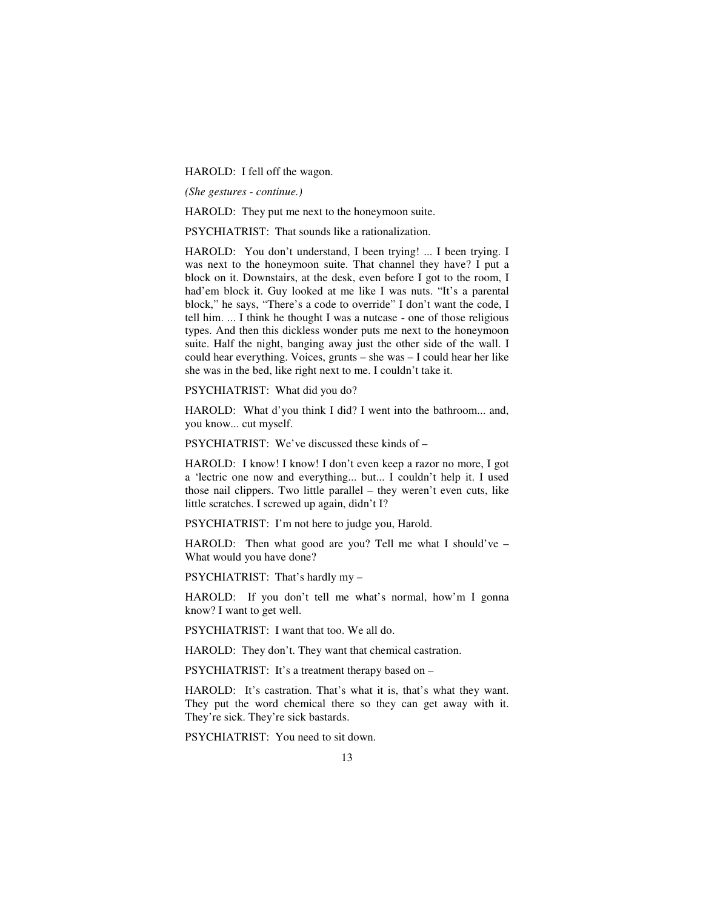HAROLD: I fell off the wagon.

*(She gestures - continue.)*

HAROLD: They put me next to the honeymoon suite.

PSYCHIATRIST: That sounds like a rationalization.

HAROLD: You don't understand, I been trying! ... I been trying. I was next to the honeymoon suite. That channel they have? I put a block on it. Downstairs, at the desk, even before I got to the room, I had'em block it. Guy looked at me like I was nuts. "It's a parental block," he says, "There's a code to override" I don't want the code, I tell him. ... I think he thought I was a nutcase - one of those religious types. And then this dickless wonder puts me next to the honeymoon suite. Half the night, banging away just the other side of the wall. I could hear everything. Voices, grunts – she was – I could hear her like she was in the bed, like right next to me. I couldn't take it.

PSYCHIATRIST: What did you do?

HAROLD: What d'you think I did? I went into the bathroom... and, you know... cut myself.

PSYCHIATRIST: We've discussed these kinds of –

HAROLD: I know! I know! I don't even keep a razor no more, I got a 'lectric one now and everything... but... I couldn't help it. I used those nail clippers. Two little parallel – they weren't even cuts, like little scratches. I screwed up again, didn't I?

PSYCHIATRIST: I'm not here to judge you, Harold.

HAROLD: Then what good are you? Tell me what I should've – What would you have done?

PSYCHIATRIST: That's hardly my –

HAROLD: If you don't tell me what's normal, how'm I gonna know? I want to get well.

PSYCHIATRIST: I want that too. We all do.

HAROLD: They don't. They want that chemical castration.

PSYCHIATRIST: It's a treatment therapy based on –

HAROLD: It's castration. That's what it is, that's what they want. They put the word chemical there so they can get away with it. They're sick. They're sick bastards.

PSYCHIATRIST: You need to sit down.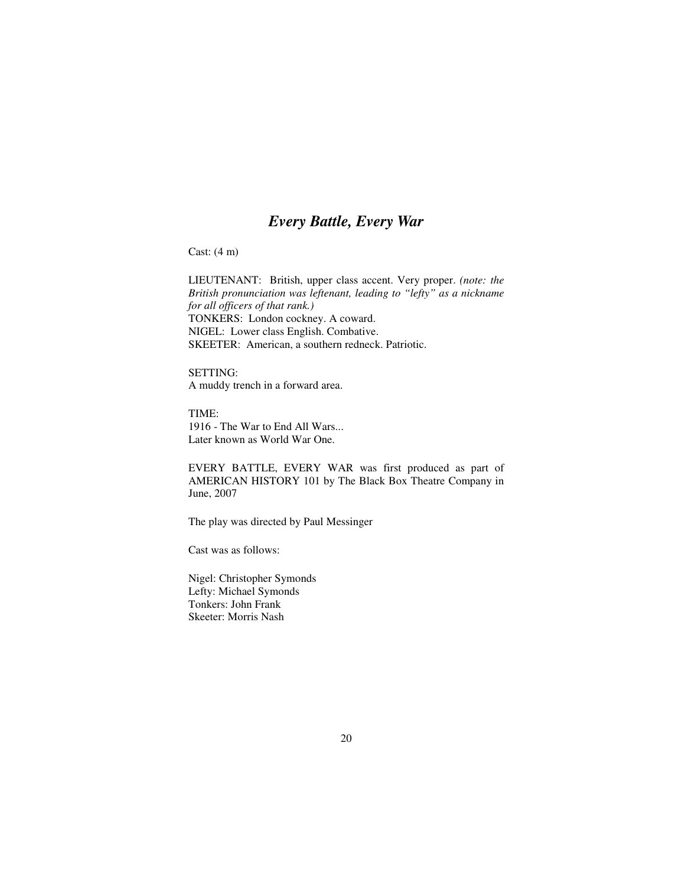# *Every Battle, Every War*

Cast: (4 m)

LIEUTENANT: British, upper class accent. Very proper. *(note: the British pronunciation was leftenant, leading to "lefty" as a nickname for all officers of that rank.)*
TONKERS: London cockney. A coward.
NIGEL: Lower class English. Combative.
SKEETER: American, a southern redneck. Patriotic.

SETTING:
A muddy trench in a forward area.

TIME:
1916 - The War to End All Wars...
Later known as World War One.

EVERY BATTLE, EVERY WAR was first produced as part of AMERICAN HISTORY 101 by The Black Box Theatre Company in June, 2007

The play was directed by Paul Messinger

Cast was as follows:

Nigel: Christopher Symonds
Lefty: Michael Symonds
Tonkers: John Frank
Skeeter: Morris Nash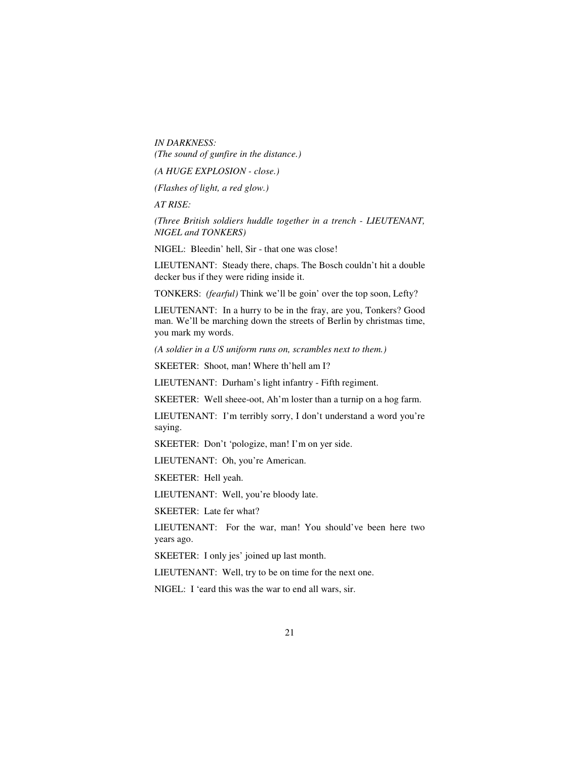*IN DARKNESS:*
*(The sound of gunfire in the distance.)*

*(A HUGE EXPLOSION - close.)*

*(Flashes of light, a red glow.)*

*AT RISE:*

*(Three British soldiers huddle together in a trench - LIEUTENANT, NIGEL and TONKERS)*

NIGEL: Bleedin' hell, Sir - that one was close!

LIEUTENANT: Steady there, chaps. The Bosch couldn't hit a double decker bus if they were riding inside it.

TONKERS: *(fearful)* Think we'll be goin' over the top soon, Lefty?

LIEUTENANT: In a hurry to be in the fray, are you, Tonkers? Good man. We'll be marching down the streets of Berlin by christmas time, you mark my words.

*(A soldier in a US uniform runs on, scrambles next to them.)*

SKEETER: Shoot, man! Where th'hell am I?

LIEUTENANT: Durham's light infantry - Fifth regiment.

SKEETER: Well sheee-oot, Ah'm loster than a turnip on a hog farm.

LIEUTENANT: I'm terribly sorry, I don't understand a word you're saying.

SKEETER: Don't 'pologize, man! I'm on yer side.

LIEUTENANT: Oh, you're American.

SKEETER: Hell yeah.

LIEUTENANT: Well, you're bloody late.

SKEETER: Late fer what?

LIEUTENANT: For the war, man! You should've been here two years ago.

SKEETER: I only jes' joined up last month.

LIEUTENANT: Well, try to be on time for the next one.

NIGEL: I 'eard this was the war to end all wars, sir.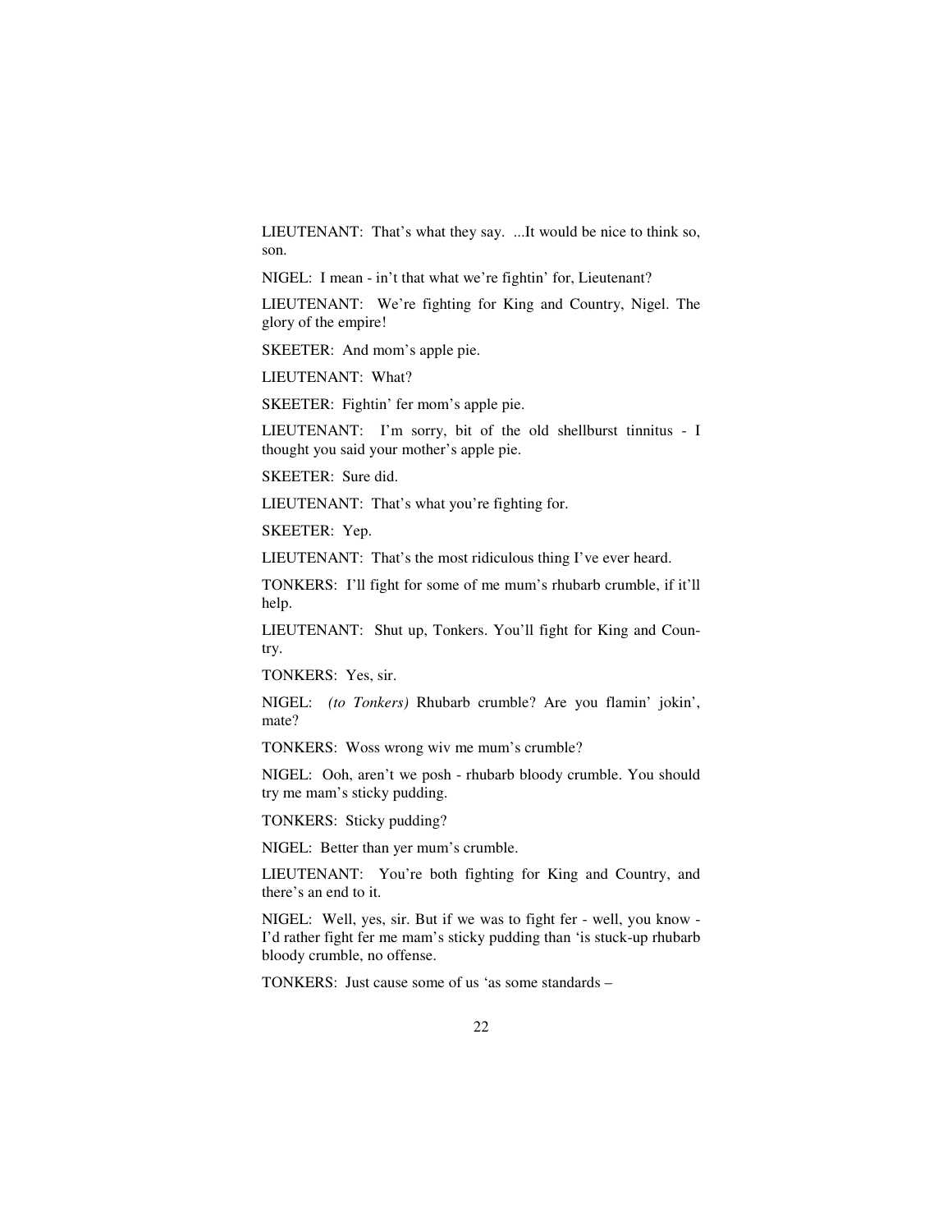LIEUTENANT: That's what they say. ...It would be nice to think so, son.

NIGEL: I mean - in't that what we're fightin' for, Lieutenant?

LIEUTENANT: We're fighting for King and Country, Nigel. The glory of the empire!

SKEETER: And mom's apple pie.

LIEUTENANT: What?

SKEETER: Fightin' fer mom's apple pie.

LIEUTENANT: I'm sorry, bit of the old shellburst tinnitus - I thought you said your mother's apple pie.

SKEETER: Sure did.

LIEUTENANT: That's what you're fighting for.

SKEETER: Yep.

LIEUTENANT: That's the most ridiculous thing I've ever heard.

TONKERS: I'll fight for some of me mum's rhubarb crumble, if it'll help.

LIEUTENANT: Shut up, Tonkers. You'll fight for King and Country.

TONKERS: Yes, sir.

NIGEL: *(to Tonkers)* Rhubarb crumble? Are you flamin' jokin', mate?

TONKERS: Woss wrong wiv me mum's crumble?

NIGEL: Ooh, aren't we posh - rhubarb bloody crumble. You should try me mam's sticky pudding.

TONKERS: Sticky pudding?

NIGEL: Better than yer mum's crumble.

LIEUTENANT: You're both fighting for King and Country, and there's an end to it.

NIGEL: Well, yes, sir. But if we was to fight fer - well, you know - I'd rather fight fer me mam's sticky pudding than 'is stuck-up rhubarb bloody crumble, no offense.

TONKERS: Just cause some of us 'as some standards –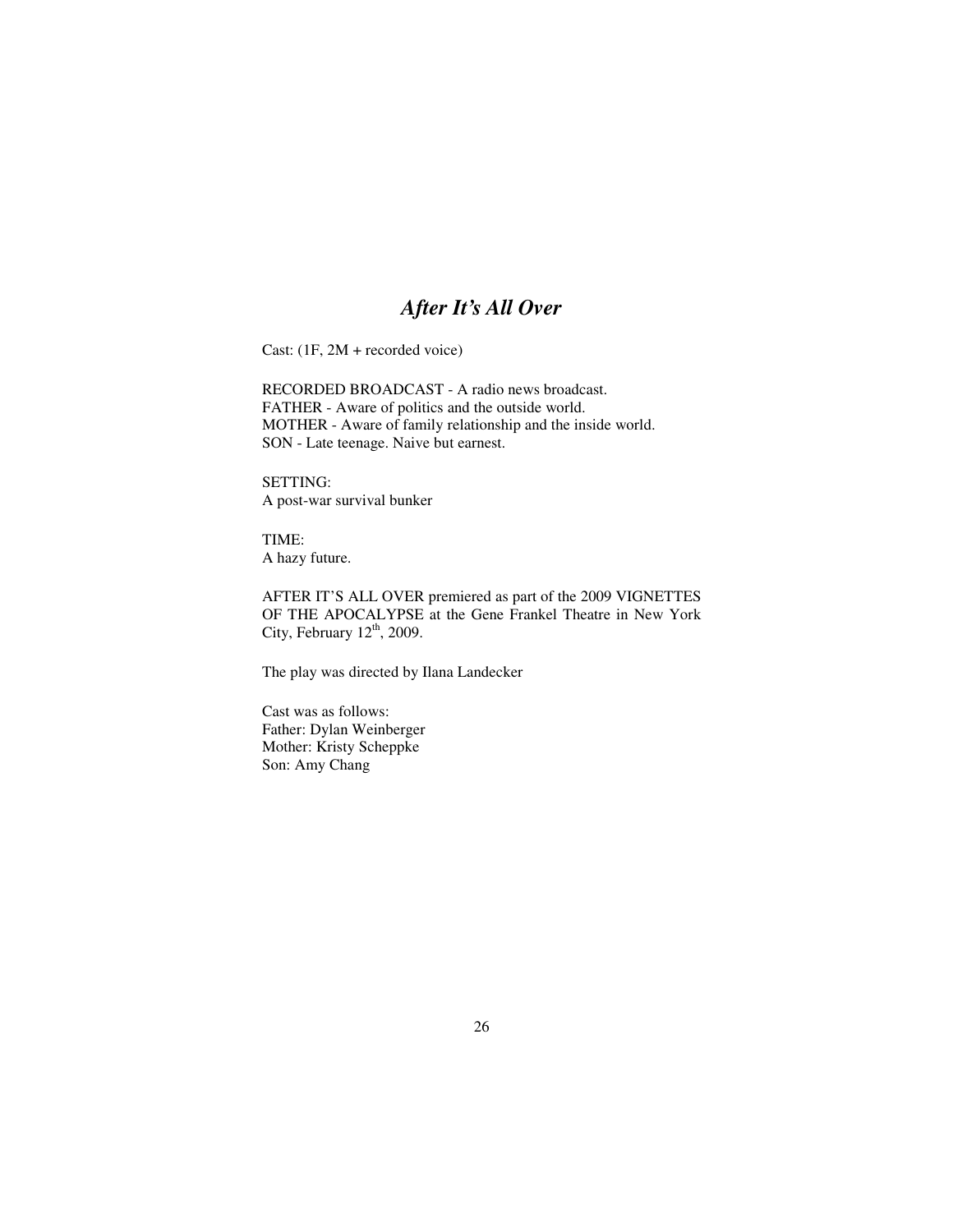# *After It's All Over*

Cast: (1F, 2M + recorded voice)

RECORDED BROADCAST - A radio news broadcast.
FATHER - Aware of politics and the outside world.
MOTHER - Aware of family relationship and the inside world.
SON - Late teenage. Naive but earnest.

SETTING:
A post-war survival bunker

TIME:
A hazy future.

AFTER IT'S ALL OVER premiered as part of the 2009 VIGNETTES OF THE APOCALYPSE at the Gene Frankel Theatre in New York City, February 12th, 2009.

The play was directed by Ilana Landecker

Cast was as follows:
Father: Dylan Weinberger
Mother: Kristy Scheppke
Son: Amy Chang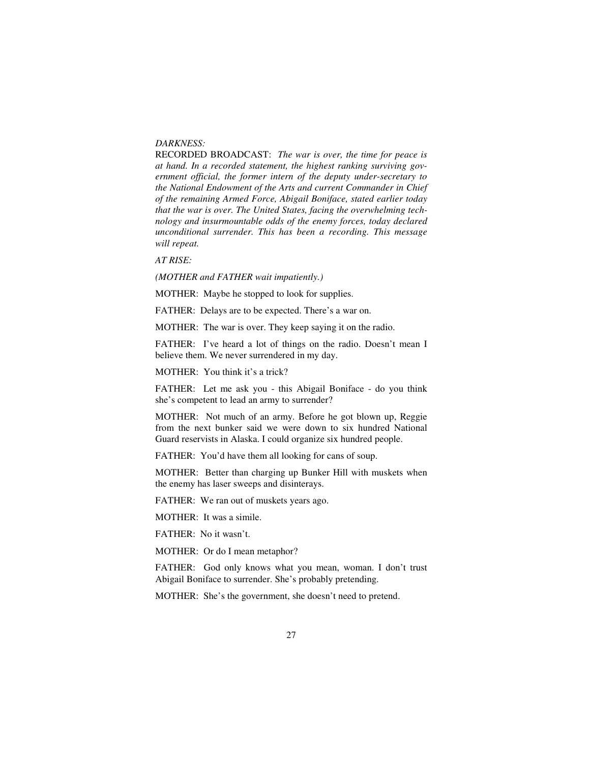*DARKNESS:*

RECORDED BROADCAST: *The war is over, the time for peace is at hand. In a recorded statement, the highest ranking surviving government official, the former intern of the deputy under-secretary to the National Endowment of the Arts and current Commander in Chief of the remaining Armed Force, Abigail Boniface, stated earlier today that the war is over. The United States, facing the overwhelming technology and insurmountable odds of the enemy forces, today declared unconditional surrender. This has been a recording. This message will repeat.*

*AT RISE:*

*(MOTHER and FATHER wait impatiently.)*

MOTHER: Maybe he stopped to look for supplies.

FATHER: Delays are to be expected. There's a war on.

MOTHER: The war is over. They keep saying it on the radio.

FATHER: I've heard a lot of things on the radio. Doesn't mean I believe them. We never surrendered in my day.

MOTHER: You think it's a trick?

FATHER: Let me ask you - this Abigail Boniface - do you think she's competent to lead an army to surrender?

MOTHER: Not much of an army. Before he got blown up, Reggie from the next bunker said we were down to six hundred National Guard reservists in Alaska. I could organize six hundred people.

FATHER: You'd have them all looking for cans of soup.

MOTHER: Better than charging up Bunker Hill with muskets when the enemy has laser sweeps and disinterays.

FATHER: We ran out of muskets years ago.

MOTHER: It was a simile.

FATHER: No it wasn't.

MOTHER: Or do I mean metaphor?

FATHER: God only knows what you mean, woman. I don't trust Abigail Boniface to surrender. She's probably pretending.

MOTHER: She's the government, she doesn't need to pretend.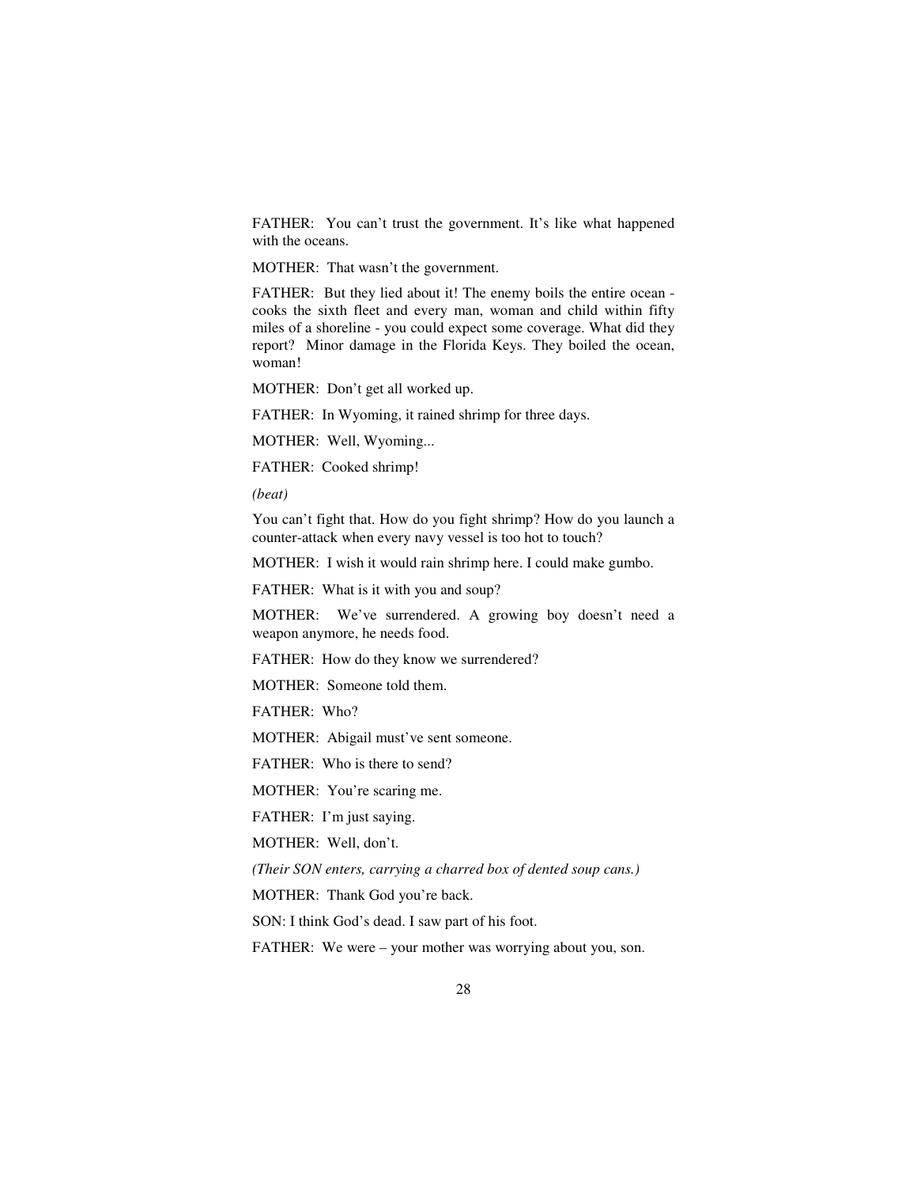FATHER: You can't trust the government. It's like what happened with the oceans.

MOTHER: That wasn't the government.

FATHER: But they lied about it! The enemy boils the entire ocean - cooks the sixth fleet and every man, woman and child within fifty miles of a shoreline - you could expect some coverage. What did they report? Minor damage in the Florida Keys. They boiled the ocean, woman!

MOTHER: Don't get all worked up.

FATHER: In Wyoming, it rained shrimp for three days.

MOTHER: Well, Wyoming...

FATHER: Cooked shrimp!

*(beat)*

You can't fight that. How do you fight shrimp? How do you launch a counter-attack when every navy vessel is too hot to touch?

MOTHER: I wish it would rain shrimp here. I could make gumbo.

FATHER: What is it with you and soup?

MOTHER: We've surrendered. A growing boy doesn't need a weapon anymore, he needs food.

FATHER: How do they know we surrendered?

MOTHER: Someone told them.

FATHER: Who?

MOTHER: Abigail must've sent someone.

FATHER: Who is there to send?

MOTHER: You're scaring me.

FATHER: I'm just saying.

MOTHER: Well, don't.

*(Their SON enters, carrying a charred box of dented soup cans.)*

MOTHER: Thank God you're back.

SON: I think God's dead. I saw part of his foot.

FATHER: We were – your mother was worrying about you, son.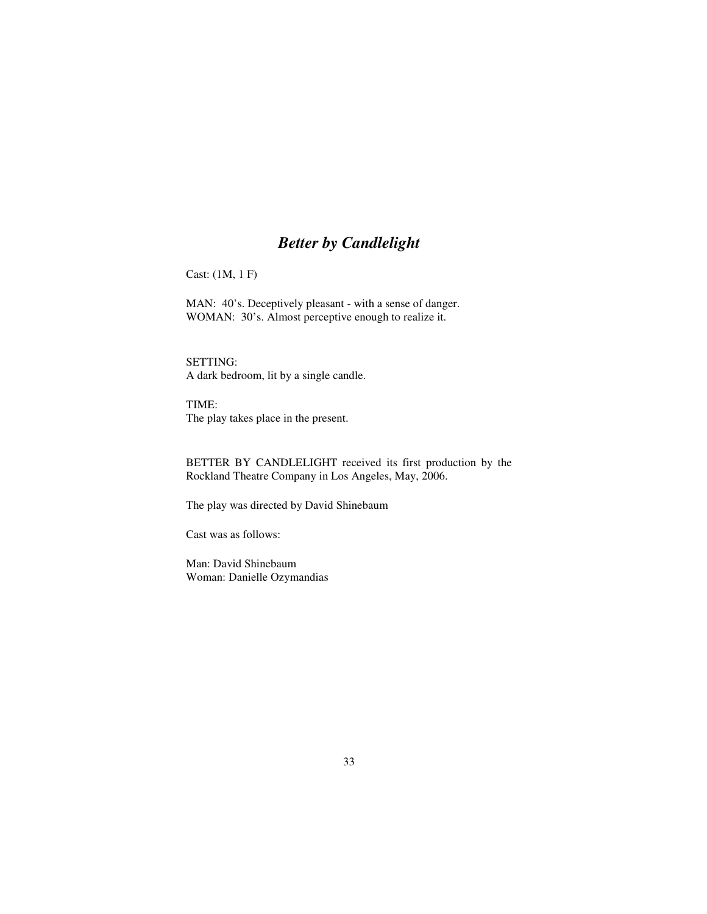# *Better by Candlelight*

Cast: (1M, 1 F)

MAN: 40's. Deceptively pleasant - with a sense of danger.
WOMAN: 30's. Almost perceptive enough to realize it.

SETTING:
A dark bedroom, lit by a single candle.

TIME:
The play takes place in the present.

BETTER BY CANDLELIGHT received its first production by the Rockland Theatre Company in Los Angeles, May, 2006.

The play was directed by David Shinebaum

Cast was as follows:

Man: David Shinebaum
Woman: Danielle Ozymandias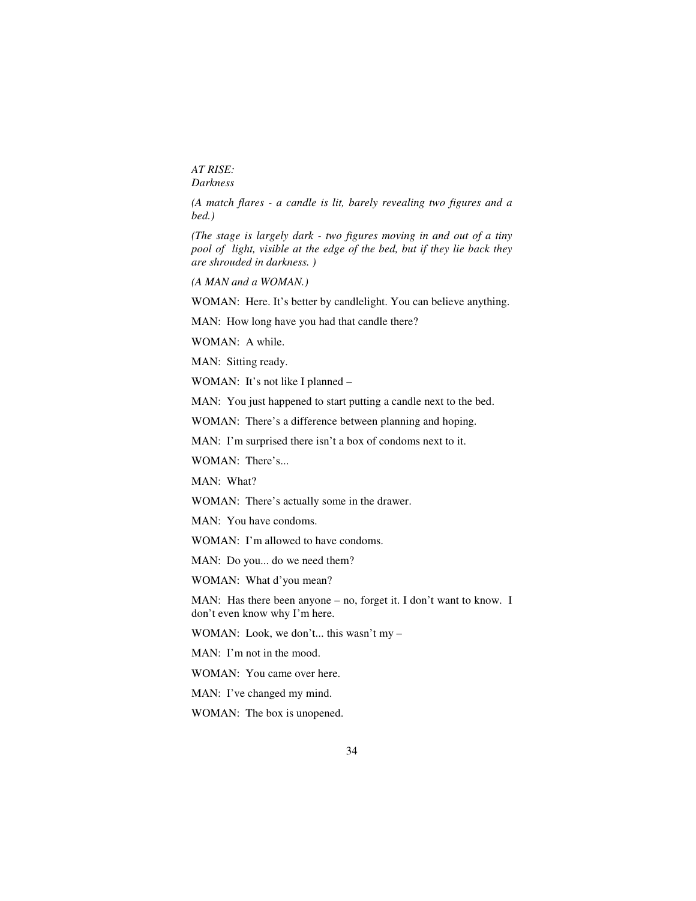*AT RISE:*
*Darkness*

*(A match flares - a candle is lit, barely revealing two figures and a bed.)*

*(The stage is largely dark - two figures moving in and out of a tiny pool of light, visible at the edge of the bed, but if they lie back they are shrouded in darkness. )*

*(A MAN and a WOMAN.)*

WOMAN: Here. It's better by candlelight. You can believe anything.

MAN: How long have you had that candle there?

WOMAN: A while.

MAN: Sitting ready.

WOMAN: It's not like I planned –

MAN: You just happened to start putting a candle next to the bed.

WOMAN: There's a difference between planning and hoping.

MAN: I'm surprised there isn't a box of condoms next to it.

WOMAN: There's...

MAN: What?

WOMAN: There's actually some in the drawer.

MAN: You have condoms.

WOMAN: I'm allowed to have condoms.

MAN: Do you... do we need them?

WOMAN: What d'you mean?

MAN: Has there been anyone – no, forget it. I don't want to know. I don't even know why I'm here.

WOMAN: Look, we don't... this wasn't my –

MAN: I'm not in the mood.

WOMAN: You came over here.

MAN: I've changed my mind.

WOMAN: The box is unopened.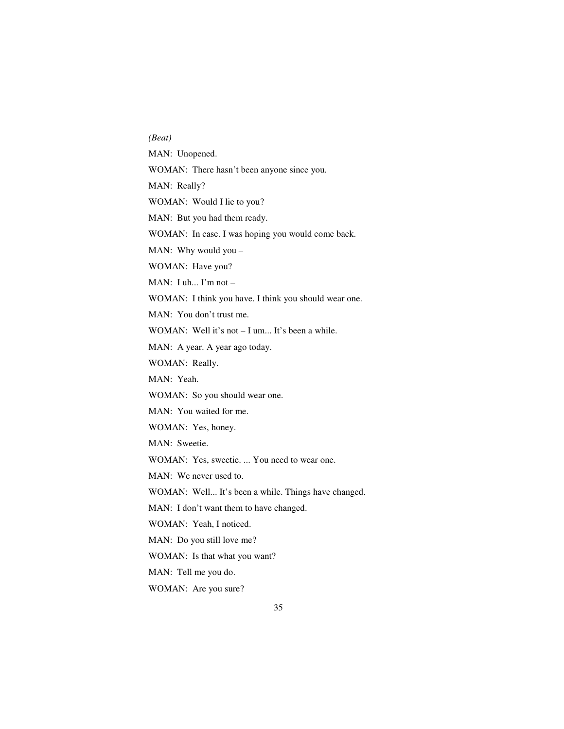*(Beat)*

MAN: Unopened.

WOMAN: There hasn't been anyone since you.

MAN: Really?

WOMAN: Would I lie to you?

MAN: But you had them ready.

WOMAN: In case. I was hoping you would come back.

MAN: Why would you –

WOMAN: Have you?

MAN: I uh... I'm not –

WOMAN: I think you have. I think you should wear one.

MAN: You don't trust me.

WOMAN: Well it's not – I um... It's been a while.

MAN: A year. A year ago today.

WOMAN: Really.

MAN: Yeah.

WOMAN: So you should wear one.

MAN: You waited for me.

WOMAN: Yes, honey.

MAN: Sweetie.

WOMAN: Yes, sweetie. ... You need to wear one.

MAN: We never used to.

WOMAN: Well... It's been a while. Things have changed.

MAN: I don't want them to have changed.

WOMAN: Yeah, I noticed.

MAN: Do you still love me?

WOMAN: Is that what you want?

MAN: Tell me you do.

WOMAN: Are you sure?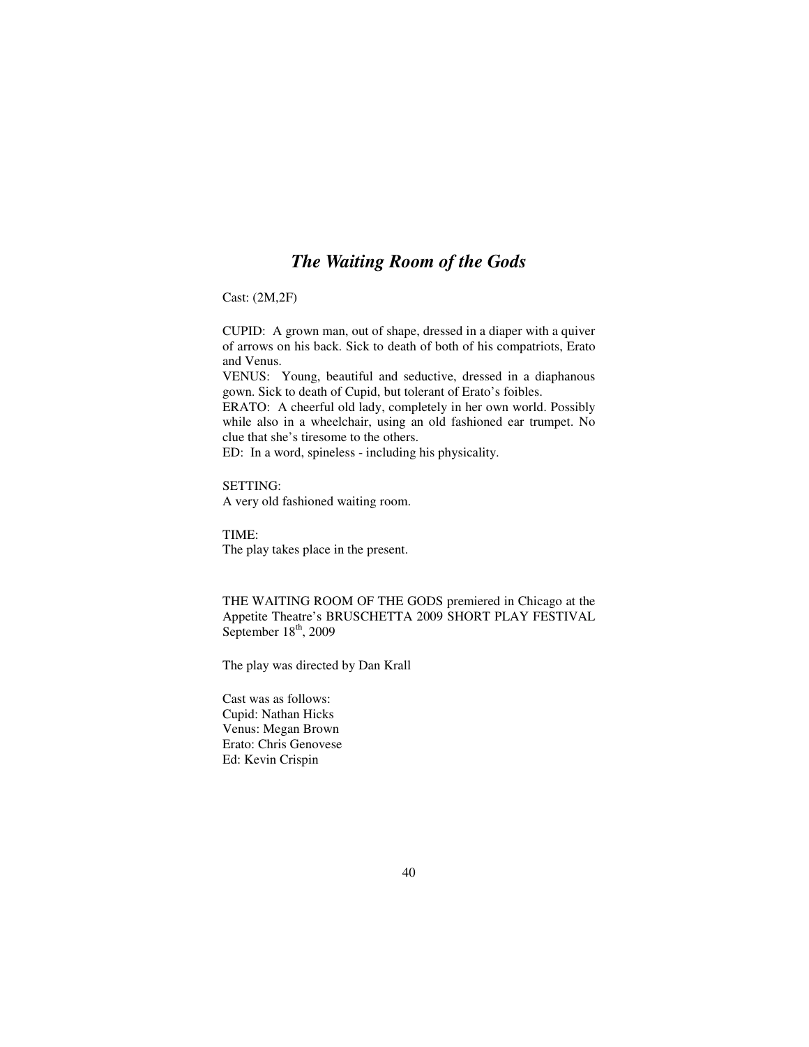# *The Waiting Room of the Gods*

Cast: (2M,2F)

CUPID: A grown man, out of shape, dressed in a diaper with a quiver of arrows on his back. Sick to death of both of his compatriots, Erato and Venus.
VENUS: Young, beautiful and seductive, dressed in a diaphanous gown. Sick to death of Cupid, but tolerant of Erato's foibles.
ERATO: A cheerful old lady, completely in her own world. Possibly while also in a wheelchair, using an old fashioned ear trumpet. No clue that she's tiresome to the others.
ED: In a word, spineless - including his physicality.

SETTING:
A very old fashioned waiting room.

TIME:
The play takes place in the present.

THE WAITING ROOM OF THE GODS premiered in Chicago at the Appetite Theatre's BRUSCHETTA 2009 SHORT PLAY FESTIVAL September 18th, 2009

The play was directed by Dan Krall

Cast was as follows:
Cupid: Nathan Hicks
Venus: Megan Brown
Erato: Chris Genovese
Ed: Kevin Crispin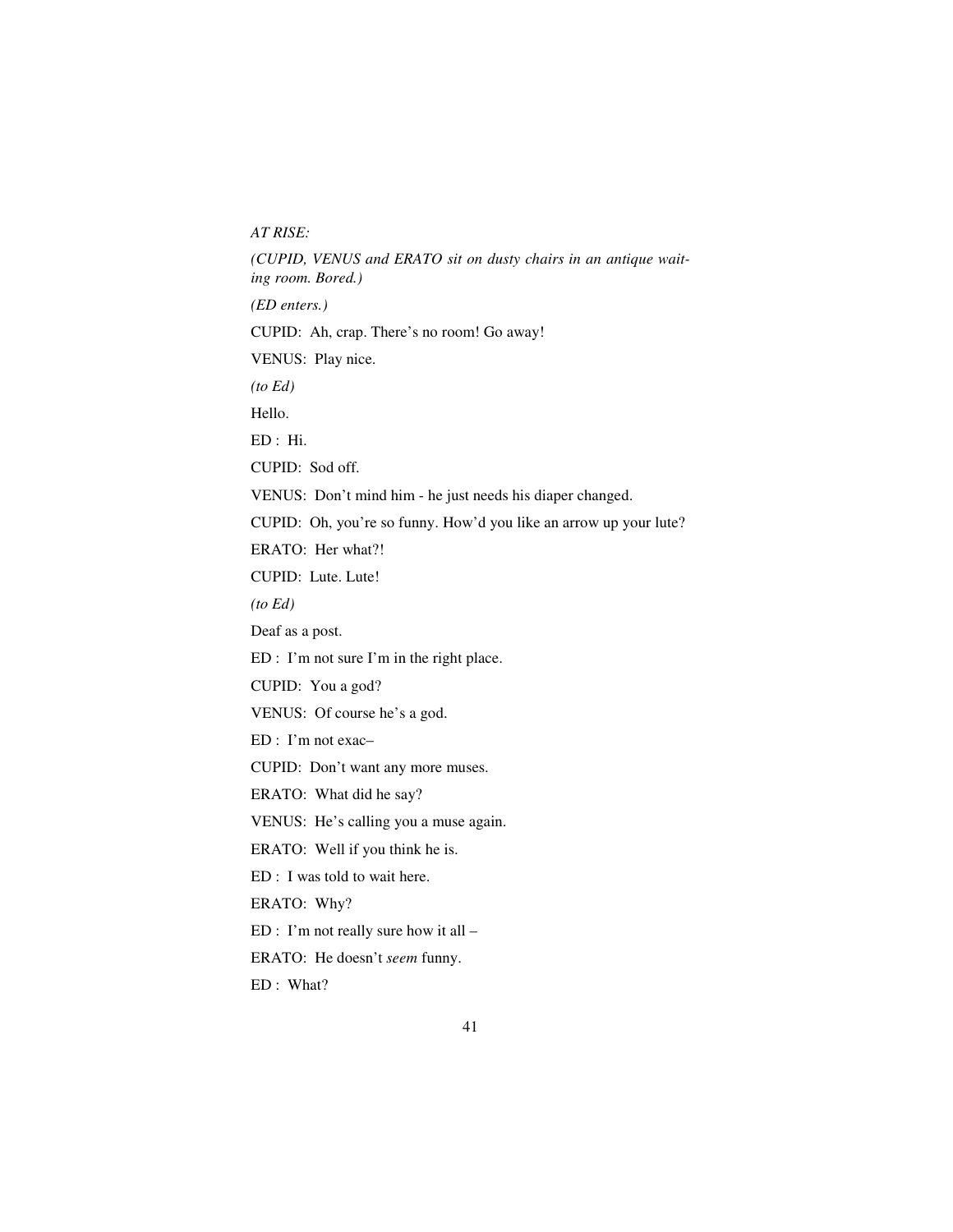*AT RISE:*

*(CUPID, VENUS and ERATO sit on dusty chairs in an antique waiting room. Bored.)*

*(ED enters.)*

CUPID: Ah, crap. There's no room! Go away!

VENUS: Play nice.

*(to Ed)*

Hello.

ED : Hi.

CUPID: Sod off.

VENUS: Don't mind him - he just needs his diaper changed.

CUPID: Oh, you're so funny. How'd you like an arrow up your lute?

ERATO: Her what?!

CUPID: Lute. Lute!

*(to Ed)*

Deaf as a post.

ED : I'm not sure I'm in the right place.

CUPID: You a god?

VENUS: Of course he's a god.

ED : I'm not exac–

CUPID: Don't want any more muses.

ERATO: What did he say?

VENUS: He's calling you a muse again.

ERATO: Well if you think he is.

ED : I was told to wait here.

ERATO: Why?

ED : I'm not really sure how it all –

ERATO: He doesn't *seem* funny.

ED : What?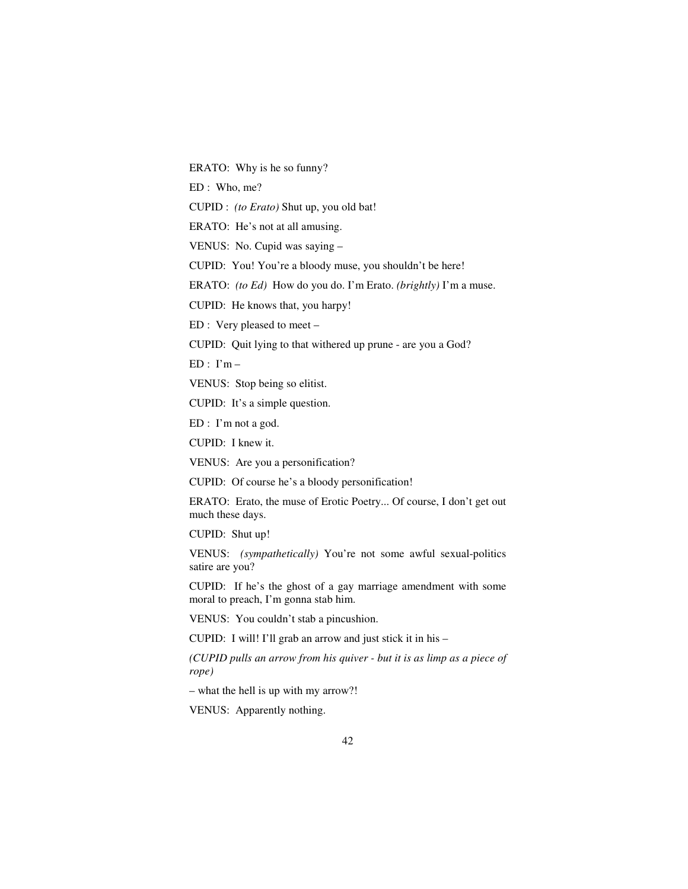ERATO: Why is he so funny?

ED : Who, me?

CUPID : *(to Erato)* Shut up, you old bat!

ERATO: He's not at all amusing.

VENUS: No. Cupid was saying –

CUPID: You! You're a bloody muse, you shouldn't be here!

ERATO: *(to Ed)* How do you do. I'm Erato. *(brightly)* I'm a muse.

CUPID: He knows that, you harpy!

ED : Very pleased to meet –

CUPID: Quit lying to that withered up prune - are you a God?

ED : I'm –

VENUS: Stop being so elitist.

CUPID: It's a simple question.

ED : I'm not a god.

CUPID: I knew it.

VENUS: Are you a personification?

CUPID: Of course he's a bloody personification!

ERATO: Erato, the muse of Erotic Poetry... Of course, I don't get out much these days.

CUPID: Shut up!

VENUS: *(sympathetically)* You're not some awful sexual-politics satire are you?

CUPID: If he's the ghost of a gay marriage amendment with some moral to preach, I'm gonna stab him.

VENUS: You couldn't stab a pincushion.

CUPID: I will! I'll grab an arrow and just stick it in his –

*(CUPID pulls an arrow from his quiver - but it is as limp as a piece of rope)*

– what the hell is up with my arrow?!

VENUS: Apparently nothing.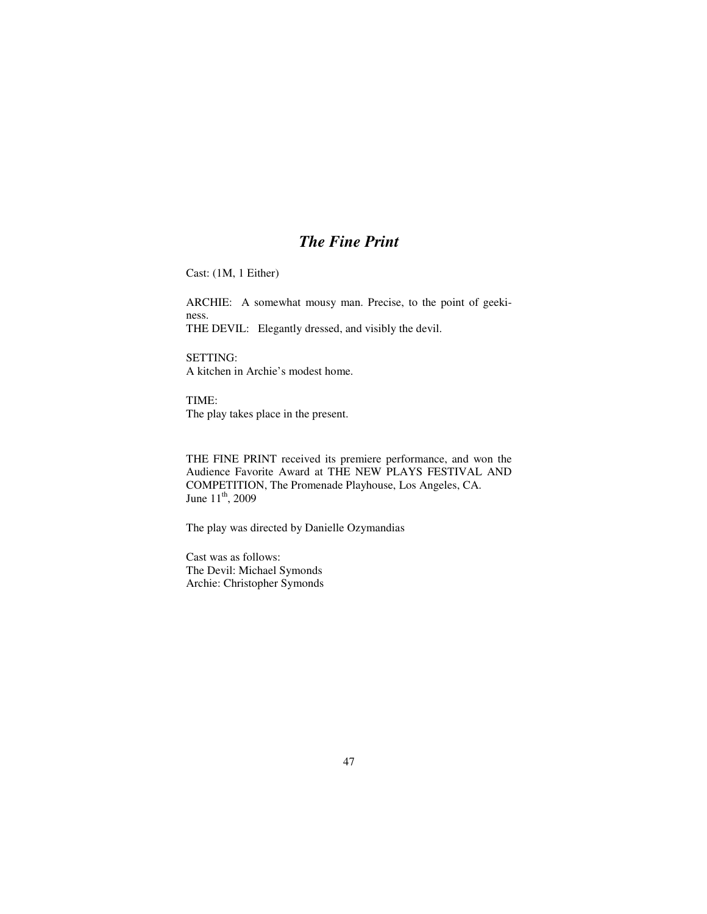# *The Fine Print*

Cast: (1M, 1 Either)

ARCHIE: A somewhat mousy man. Precise, to the point of geekiness.
THE DEVIL: Elegantly dressed, and visibly the devil.

SETTING:
A kitchen in Archie's modest home.

TIME:
The play takes place in the present.

THE FINE PRINT received its premiere performance, and won the Audience Favorite Award at THE NEW PLAYS FESTIVAL AND COMPETITION, The Promenade Playhouse, Los Angeles, CA.
June 11th, 2009

The play was directed by Danielle Ozymandias

Cast was as follows:
The Devil: Michael Symonds
Archie: Christopher Symonds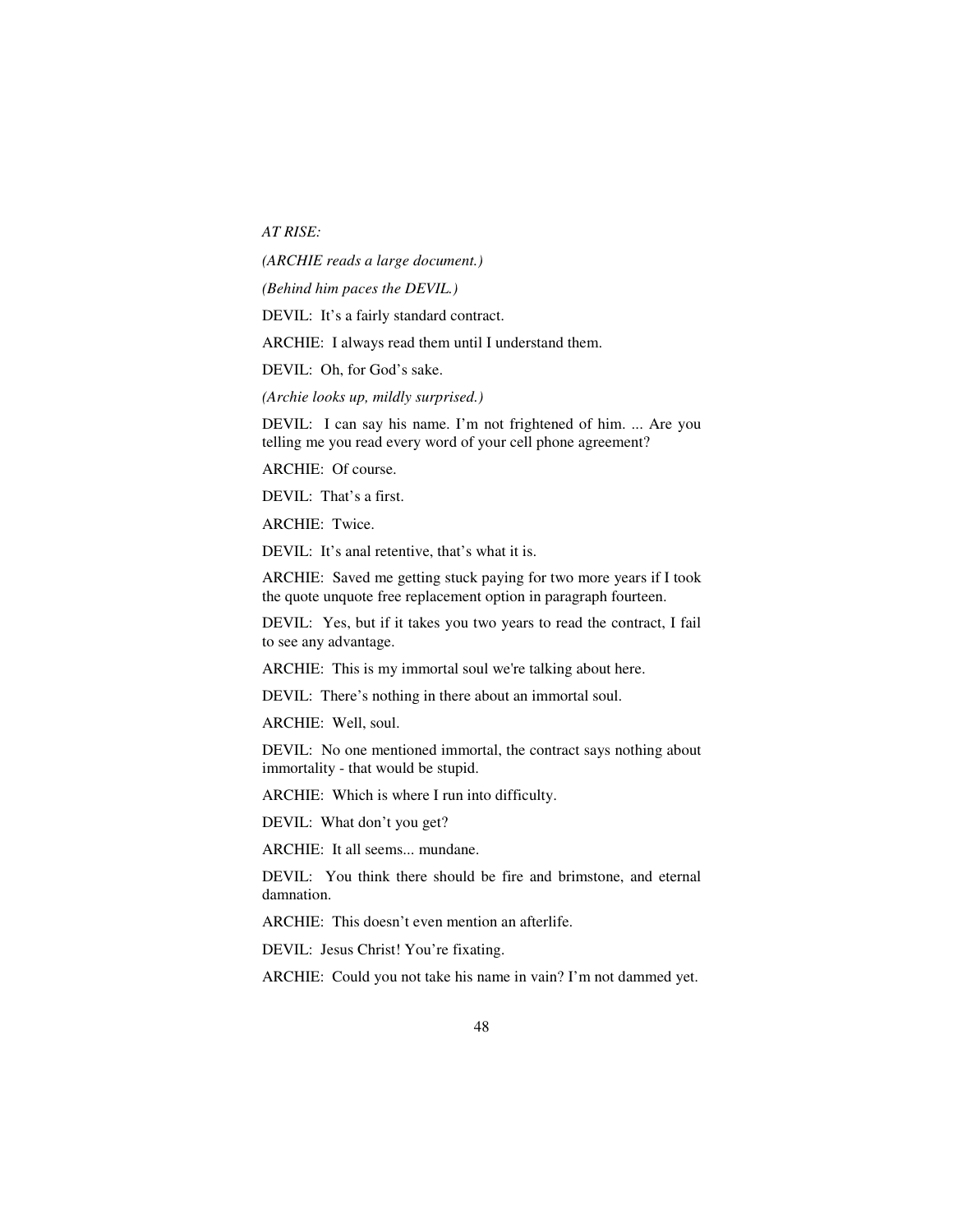*AT RISE:*

*(ARCHIE reads a large document.)*

*(Behind him paces the DEVIL.)*

DEVIL: It's a fairly standard contract.

ARCHIE: I always read them until I understand them.

DEVIL: Oh, for God's sake.

*(Archie looks up, mildly surprised.)*

DEVIL: I can say his name. I'm not frightened of him. ... Are you telling me you read every word of your cell phone agreement?

ARCHIE: Of course.

DEVIL: That's a first.

ARCHIE: Twice.

DEVIL: It's anal retentive, that's what it is.

ARCHIE: Saved me getting stuck paying for two more years if I took the quote unquote free replacement option in paragraph fourteen.

DEVIL: Yes, but if it takes you two years to read the contract, I fail to see any advantage.

ARCHIE: This is my immortal soul we're talking about here.

DEVIL: There's nothing in there about an immortal soul.

ARCHIE: Well, soul.

DEVIL: No one mentioned immortal, the contract says nothing about immortality - that would be stupid.

ARCHIE: Which is where I run into difficulty.

DEVIL: What don't you get?

ARCHIE: It all seems... mundane.

DEVIL: You think there should be fire and brimstone, and eternal damnation.

ARCHIE: This doesn't even mention an afterlife.

DEVIL: Jesus Christ! You're fixating.

ARCHIE: Could you not take his name in vain? I'm not dammed yet.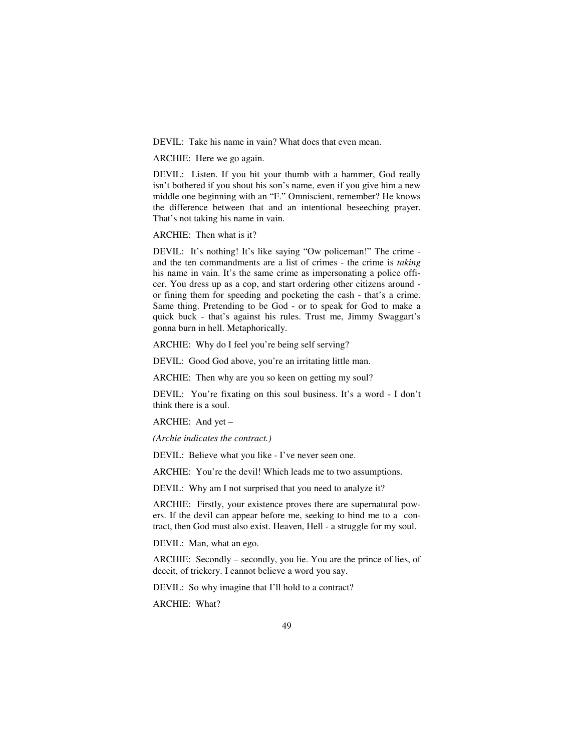DEVIL: Take his name in vain? What does that even mean.

ARCHIE: Here we go again.

DEVIL: Listen. If you hit your thumb with a hammer, God really isn't bothered if you shout his son's name, even if you give him a new middle one beginning with an "F." Omniscient, remember? He knows the difference between that and an intentional beseeching prayer. That's not taking his name in vain.

ARCHIE: Then what is it?

DEVIL: It's nothing! It's like saying "Ow policeman!" The crime - and the ten commandments are a list of crimes - the crime is *taking* his name in vain. It's the same crime as impersonating a police officer. You dress up as a cop, and start ordering other citizens around - or fining them for speeding and pocketing the cash - that's a crime. Same thing. Pretending to be God - or to speak for God to make a quick buck - that's against his rules. Trust me, Jimmy Swaggart's gonna burn in hell. Metaphorically.

ARCHIE: Why do I feel you're being self serving?

DEVIL: Good God above, you're an irritating little man.

ARCHIE: Then why are you so keen on getting my soul?

DEVIL: You're fixating on this soul business. It's a word - I don't think there is a soul.

ARCHIE: And yet –

*(Archie indicates the contract.)*

DEVIL: Believe what you like - I've never seen one.

ARCHIE: You're the devil! Which leads me to two assumptions.

DEVIL: Why am I not surprised that you need to analyze it?

ARCHIE: Firstly, your existence proves there are supernatural powers. If the devil can appear before me, seeking to bind me to a contract, then God must also exist. Heaven, Hell - a struggle for my soul.

DEVIL: Man, what an ego.

ARCHIE: Secondly – secondly, you lie. You are the prince of lies, of deceit, of trickery. I cannot believe a word you say.

DEVIL: So why imagine that I'll hold to a contract?

ARCHIE: What?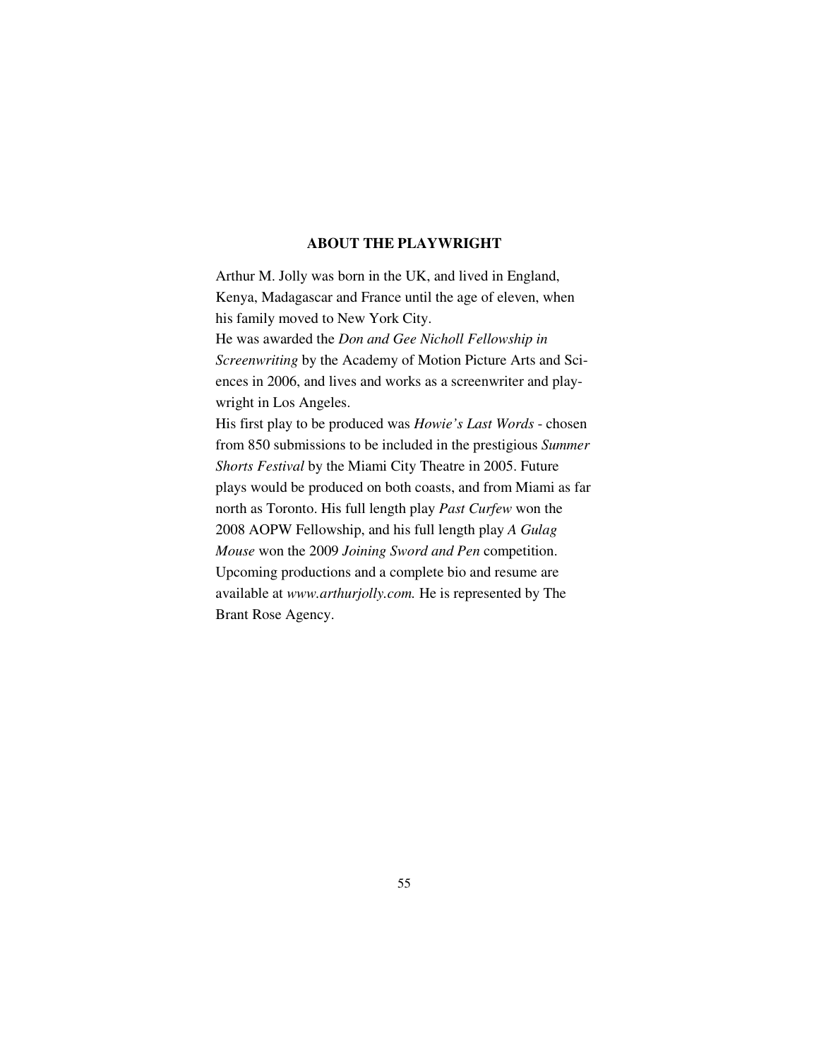## ABOUT THE PLAYWRIGHT

Arthur M. Jolly was born in the UK, and lived in England, Kenya, Madagascar and France until the age of eleven, when his family moved to New York City.

He was awarded the *Don and Gee Nicholl Fellowship in Screenwriting* by the Academy of Motion Picture Arts and Sciences in 2006, and lives and works as a screenwriter and playwright in Los Angeles.

His first play to be produced was *Howie's Last Words* - chosen from 850 submissions to be included in the prestigious *Summer Shorts Festival* by the Miami City Theatre in 2005. Future plays would be produced on both coasts, and from Miami as far north as Toronto. His full length play *Past Curfew* won the 2008 AOPW Fellowship, and his full length play *A Gulag Mouse* won the 2009 *Joining Sword and Pen* competition. Upcoming productions and a complete bio and resume are available at *www.arthurjolly.com.* He is represented by The Brant Rose Agency.